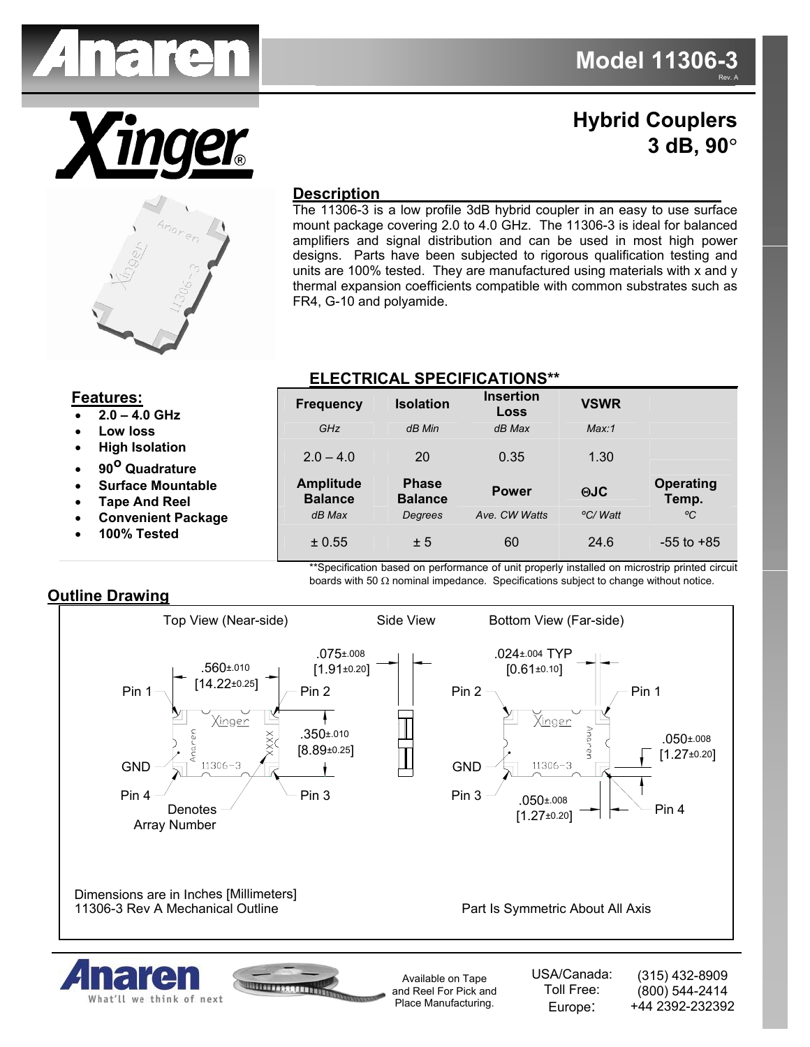# Model 11306-3

Rev. A

## Hybrid Couplers 3 dB, 90°

### Description

The 11306-3 is a low profile 3dB hybrid coupler in an easy to use surface mount package covering 2.0 to 4.0 GHz. The 11306-3 is ideal for balanced amplifiers and signal distribution and can be used in most high power designs. Parts have been subjected to rigorous qualification testing and units are 100% tested. They are manufactured using materials with x and y thermal expansion coefficients compatible with common substrates such as FR4, G-10 and polyamide.

### Features:

- 2.0 – 4.0 GHz
- Low loss
- High Isolation
- 90° Quadrature
- Surface Mountable
- Tape And Reel
- Convenient Package
- 100% Tested

### ELECTRICAL SPECIFICATIONS**

| Frequency | Isolation | Insertion Loss | VSWR | |
|---|---|---|---|---|
| *GHz* | *dB Min* | *dB Max* | *Max:1* | |
| 2.0 – 4.0 | 20 | 0.35 | 1.30 | |
| **Amplitude Balance** | **Phase Balance** | **Power** | **ΘJC** | **Operating Temp.** |
| *dB Max* | *Degrees* | *Ave. CW Watts* | *ºC/ Watt* | *ºC* |
| ± 0.55 | ± 5 | 60 | 24.6 | -55 to +85 |

**Specification based on performance of unit properly installed on microstrip printed circuit boards with 50 Ω nominal impedance. Specifications subject to change without notice.

### Outline Drawing

Top View (Near-side) — Side View — Bottom View (Far-side)

Top View: .560±.010 [14.22±0.25]; .350±.010 [8.89±0.25]; Pin 1, Pin 2, GND, Pin 4, Pin 3; Denotes Array Number

Side View: .075±.008 [1.91±0.20]

Bottom View: .024±.004 TYP [0.61±0.10]; .050±.008 [1.27±0.20]; .050±.008 [1.27±0.20]; Pin 2, Pin 1, GND, Pin 3, Pin 4

Dimensions are in Inches [Millimeters]
11306-3 Rev A Mechanical Outline

Part Is Symmetric About All Axis

Available on Tape and Reel For Pick and Place Manufacturing.

USA/Canada: (315) 432-8909
Toll Free: (800) 544-2414
Europe: +44 2392-232392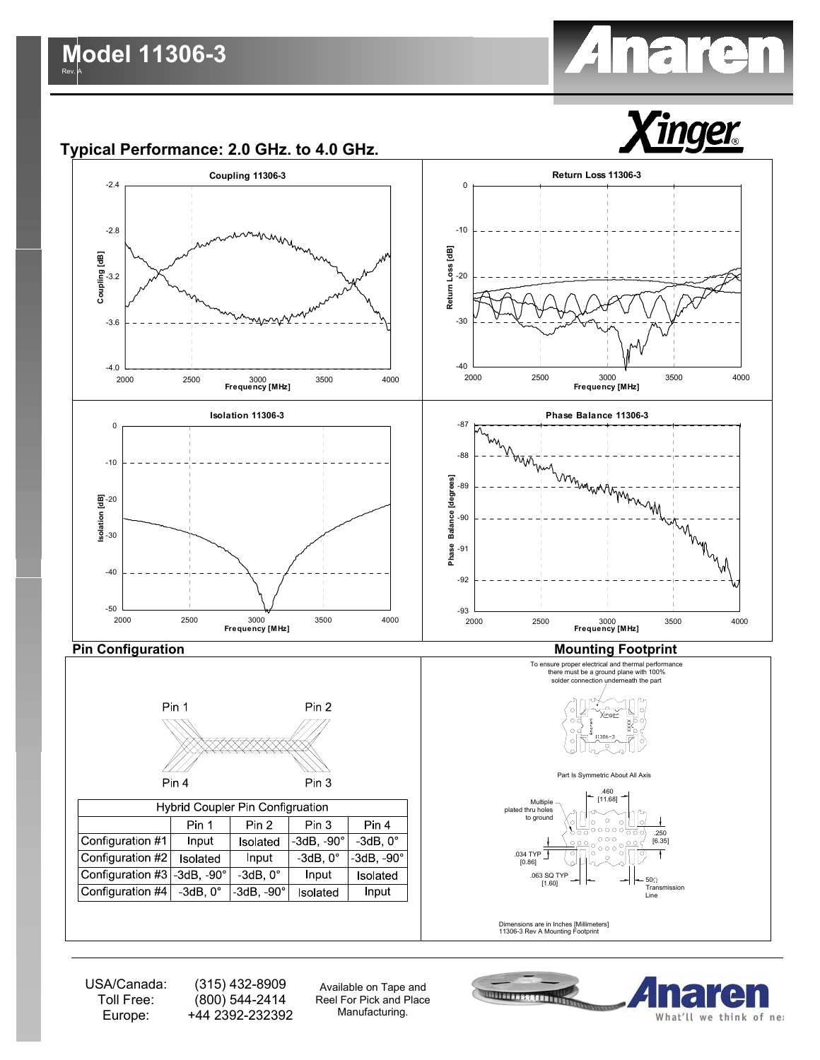# Model 11306-3

Rev. A

## Typical Performance: 2.0 GHz. to 4.0 GHz.

**Coupling 11306-3**

Coupling [dB]

-2.4
-2.8
-3.2
-3.6
-4.0

2000 2500 3000 3500 4000

Frequency [MHz]

**Return Loss 11306-3**

Return Loss [dB]

0
-10
-20
-30
-40

2000 2500 3000 3500 4000

Frequency [MHz]

**Isolation 11306-3**

Isolation [dB]

0
-10
-20
-30
-40
-50

2000 2500 3000 3500 4000

Frequency [MHz]

**Phase Balance 11306-3**

Phase Balance [degrees]

-87
-88
-89
-90
-91
-92
-93

2000 2500 3000 3500 4000

Frequency [MHz]

## Pin Configuration

Pin 1 Pin 2

Pin 4 Pin 3

| Hybrid Coupler Pin Configruation | | | | |
|---|---|---|---|---|
| | Pin 1 | Pin 2 | Pin 3 | Pin 4 |
| Configuration #1 | Input | Isolated | -3dB, -90° | -3dB, 0° |
| Configuration #2 | Isolated | Input | -3dB, 0° | -3dB, -90° |
| Configuration #3 | -3dB, -90° | -3dB, 0° | Input | Isolated |
| Configuration #4 | -3dB, 0° | -3dB, -90° | Isolated | Input |

## Mounting Footprint

To ensure proper electrical and thermal performance there must be a ground plane with 100% solder connection underneath the part

Part Is Symmetric About All Axis

Multiple plated thru holes to ground

.460 [11.68]

.250 [6.35]

.034 TYP [0.86]

.063 SQ TYP [1.60]

50Ω Transmission Line

Dimensions are in Inches [Millimeters]
11306-3 Rev A Mounting Footprint

USA/Canada: (315) 432-8909
Toll Free: (800) 544-2414
Europe: +44 2392-232392

Available on Tape and Reel For Pick and Place Manufacturing.

What'll we think of next